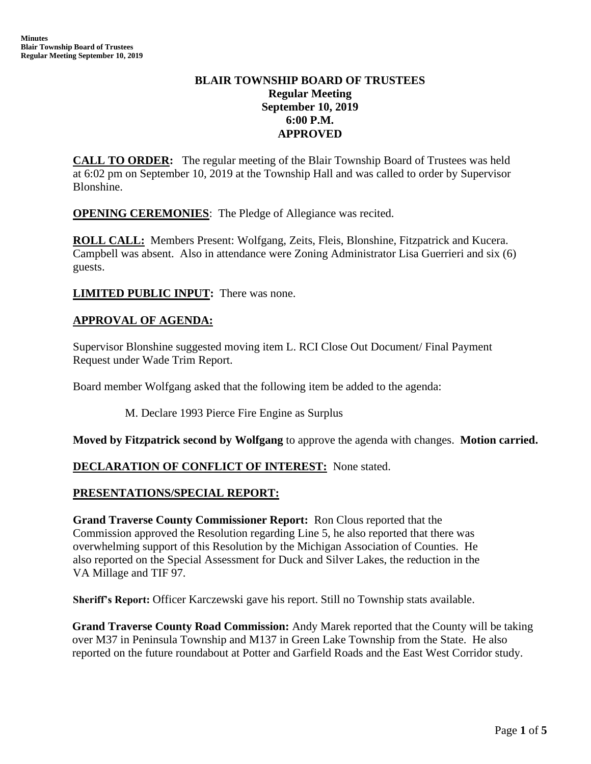# BLAIR TOWNSHIP BOARD OF TRUSTEES
## Regular Meeting
## September 10, 2019
## 6:00 P.M.
## APPROVED

**CALL TO ORDER:** The regular meeting of the Blair Township Board of Trustees was held at 6:02 pm on September 10, 2019 at the Township Hall and was called to order by Supervisor Blonshine.

**OPENING CEREMONIES**: The Pledge of Allegiance was recited.

**ROLL CALL:** Members Present: Wolfgang, Zeits, Fleis, Blonshine, Fitzpatrick and Kucera. Campbell was absent. Also in attendance were Zoning Administrator Lisa Guerrieri and six (6) guests.

**LIMITED PUBLIC INPUT:** There was none.

**APPROVAL OF AGENDA:**

Supervisor Blonshine suggested moving item L. RCI Close Out Document/ Final Payment Request under Wade Trim Report.

Board member Wolfgang asked that the following item be added to the agenda:

M. Declare 1993 Pierce Fire Engine as Surplus

**Moved by Fitzpatrick second by Wolfgang** to approve the agenda with changes. **Motion carried.**

**DECLARATION OF CONFLICT OF INTEREST:** None stated.

**PRESENTATIONS/SPECIAL REPORT:**

**Grand Traverse County Commissioner Report:** Ron Clous reported that the Commission approved the Resolution regarding Line 5, he also reported that there was overwhelming support of this Resolution by the Michigan Association of Counties. He also reported on the Special Assessment for Duck and Silver Lakes, the reduction in the VA Millage and TIF 97.

**Sheriff's Report:** Officer Karczewski gave his report. Still no Township stats available.

**Grand Traverse County Road Commission:** Andy Marek reported that the County will be taking over M37 in Peninsula Township and M137 in Green Lake Township from the State. He also reported on the future roundabout at Potter and Garfield Roads and the East West Corridor study.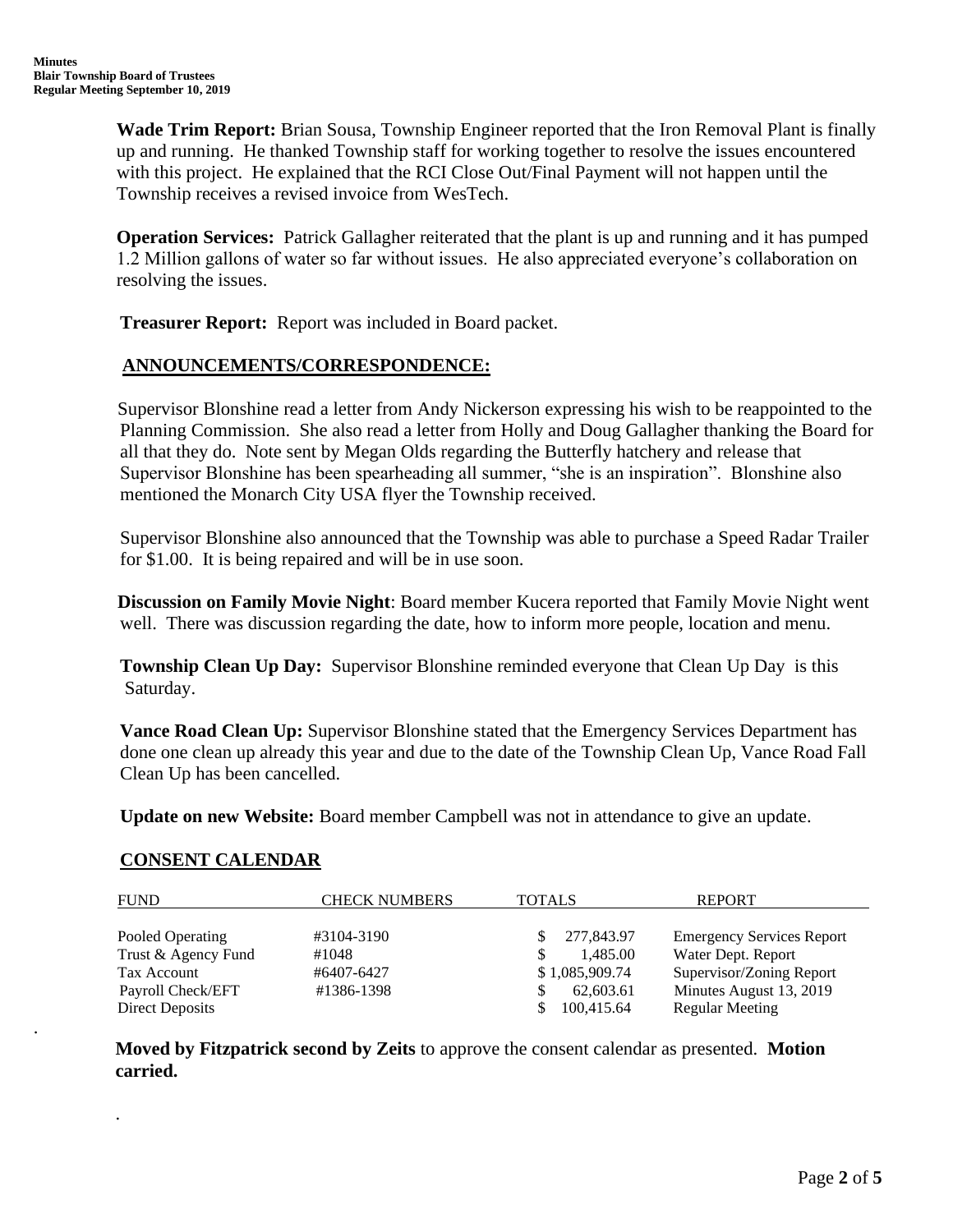**Wade Trim Report:** Brian Sousa, Township Engineer reported that the Iron Removal Plant is finally up and running. He thanked Township staff for working together to resolve the issues encountered with this project. He explained that the RCI Close Out/Final Payment will not happen until the Township receives a revised invoice from WesTech.

**Operation Services:** Patrick Gallagher reiterated that the plant is up and running and it has pumped 1.2 Million gallons of water so far without issues. He also appreciated everyone's collaboration on resolving the issues.

**Treasurer Report:** Report was included in Board packet.

## ANNOUNCEMENTS/CORRESPONDENCE:

Supervisor Blonshine read a letter from Andy Nickerson expressing his wish to be reappointed to the Planning Commission. She also read a letter from Holly and Doug Gallagher thanking the Board for all that they do. Note sent by Megan Olds regarding the Butterfly hatchery and release that Supervisor Blonshine has been spearheading all summer, "she is an inspiration". Blonshine also mentioned the Monarch City USA flyer the Township received.

Supervisor Blonshine also announced that the Township was able to purchase a Speed Radar Trailer for $1.00. It is being repaired and will be in use soon.

**Discussion on Family Movie Night**: Board member Kucera reported that Family Movie Night went well. There was discussion regarding the date, how to inform more people, location and menu.

**Township Clean Up Day:** Supervisor Blonshine reminded everyone that Clean Up Day is this Saturday.

**Vance Road Clean Up:** Supervisor Blonshine stated that the Emergency Services Department has done one clean up already this year and due to the date of the Township Clean Up, Vance Road Fall Clean Up has been cancelled.

**Update on new Website:** Board member Campbell was not in attendance to give an update.

## CONSENT CALENDAR

| FUND | CHECK NUMBERS | TOTALS | REPORT |
|---|---|---|---|
| Pooled Operating | #3104-3190 | $ 277,843.97 | Emergency Services Report |
| Trust & Agency Fund | #1048 | $ 1,485.00 | Water Dept. Report |
| Tax Account | #6407-6427 | $ 1,085,909.74 | Supervisor/Zoning Report |
| Payroll Check/EFT | #1386-1398 | $ 62,603.61 | Minutes August 13, 2019 |
| Direct Deposits | | $ 100,415.64 | Regular Meeting |

**Moved by Fitzpatrick second by Zeits** to approve the consent calendar as presented. **Motion carried.**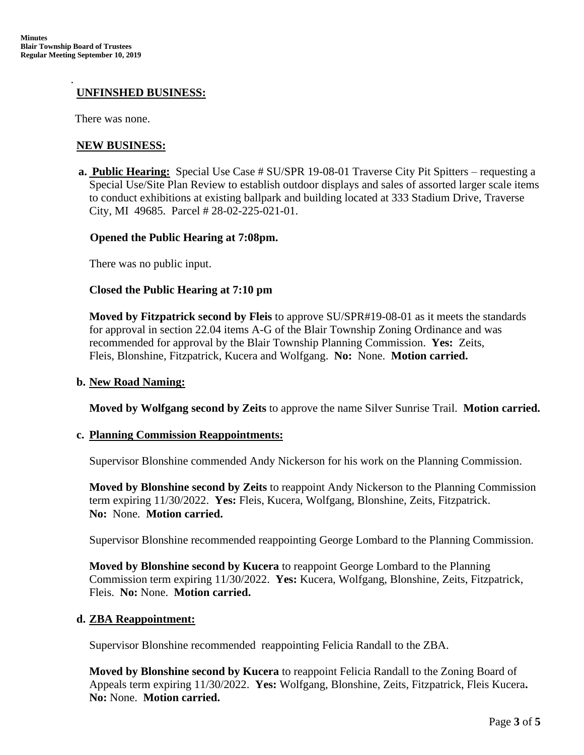## UNFINSHED BUSINESS:

There was none.

## NEW BUSINESS:

**a. Public Hearing:** Special Use Case # SU/SPR 19-08-01 Traverse City Pit Spitters – requesting a Special Use/Site Plan Review to establish outdoor displays and sales of assorted larger scale items to conduct exhibitions at existing ballpark and building located at 333 Stadium Drive, Traverse City, MI 49685. Parcel # 28-02-225-021-01.

**Opened the Public Hearing at 7:08pm.**

There was no public input.

**Closed the Public Hearing at 7:10 pm**

**Moved by Fitzpatrick second by Fleis** to approve SU/SPR#19-08-01 as it meets the standards for approval in section 22.04 items A-G of the Blair Township Zoning Ordinance and was recommended for approval by the Blair Township Planning Commission. **Yes:** Zeits, Fleis, Blonshine, Fitzpatrick, Kucera and Wolfgang. **No:** None. **Motion carried.**

**b. New Road Naming:**

**Moved by Wolfgang second by Zeits** to approve the name Silver Sunrise Trail. **Motion carried.**

**c. Planning Commission Reappointments:**

Supervisor Blonshine commended Andy Nickerson for his work on the Planning Commission.

**Moved by Blonshine second by Zeits** to reappoint Andy Nickerson to the Planning Commission term expiring 11/30/2022. **Yes:** Fleis, Kucera, Wolfgang, Blonshine, Zeits, Fitzpatrick. **No:** None. **Motion carried.**

Supervisor Blonshine recommended reappointing George Lombard to the Planning Commission.

**Moved by Blonshine second by Kucera** to reappoint George Lombard to the Planning Commission term expiring 11/30/2022. **Yes:** Kucera, Wolfgang, Blonshine, Zeits, Fitzpatrick, Fleis. **No:** None. **Motion carried.**

**d. ZBA Reappointment:**

Supervisor Blonshine recommended reappointing Felicia Randall to the ZBA.

**Moved by Blonshine second by Kucera** to reappoint Felicia Randall to the Zoning Board of Appeals term expiring 11/30/2022. **Yes:** Wolfgang, Blonshine, Zeits, Fitzpatrick, Fleis Kucera**.** **No:** None. **Motion carried.**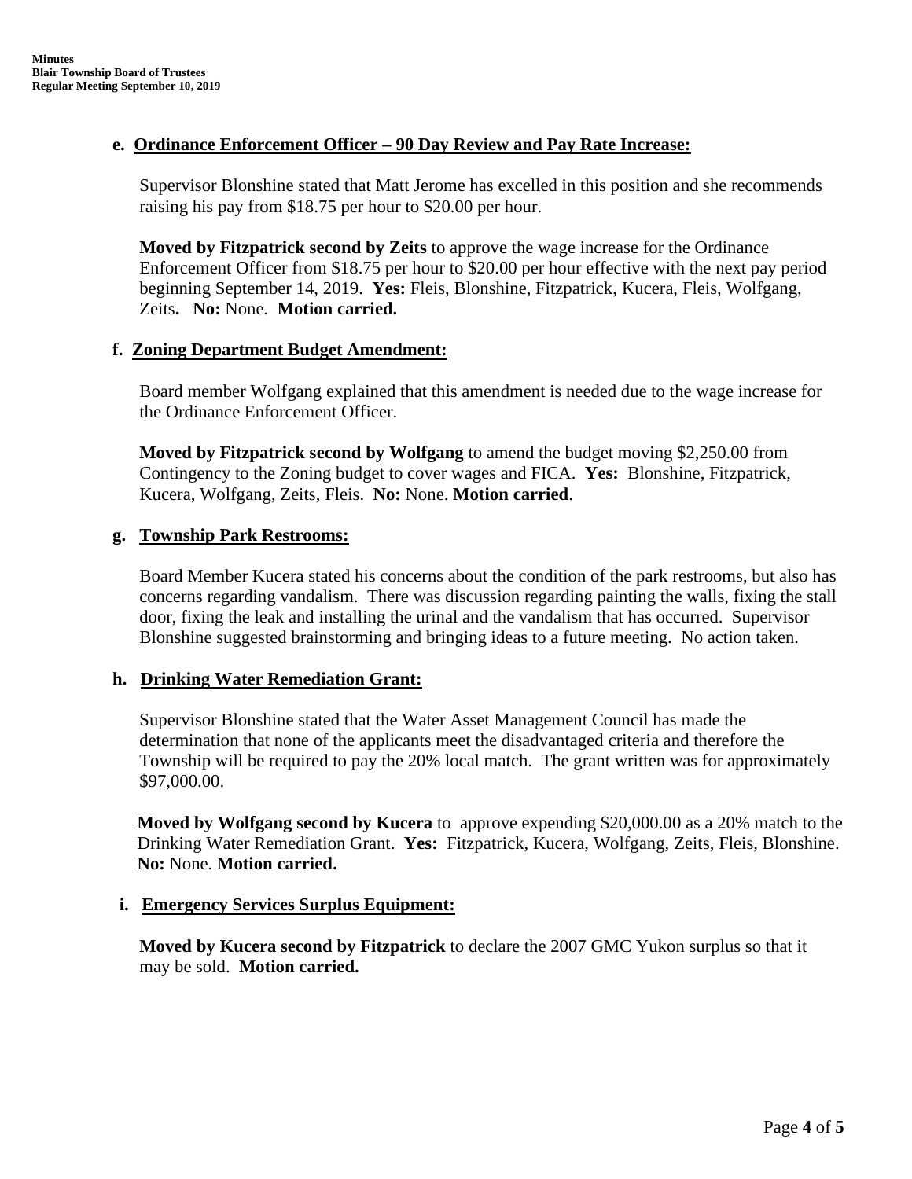**e. Ordinance Enforcement Officer – 90 Day Review and Pay Rate Increase:**

Supervisor Blonshine stated that Matt Jerome has excelled in this position and she recommends raising his pay from $18.75 per hour to $20.00 per hour.

**Moved by Fitzpatrick second by Zeits** to approve the wage increase for the Ordinance Enforcement Officer from $18.75 per hour to $20.00 per hour effective with the next pay period beginning September 14, 2019. **Yes:** Fleis, Blonshine, Fitzpatrick, Kucera, Fleis, Wolfgang, Zeits**. No:** None. **Motion carried.**

**f. Zoning Department Budget Amendment:**

Board member Wolfgang explained that this amendment is needed due to the wage increase for the Ordinance Enforcement Officer.

**Moved by Fitzpatrick second by Wolfgang** to amend the budget moving $2,250.00 from Contingency to the Zoning budget to cover wages and FICA. **Yes:** Blonshine, Fitzpatrick, Kucera, Wolfgang, Zeits, Fleis. **No:** None. **Motion carried**.

**g. Township Park Restrooms:**

Board Member Kucera stated his concerns about the condition of the park restrooms, but also has concerns regarding vandalism. There was discussion regarding painting the walls, fixing the stall door, fixing the leak and installing the urinal and the vandalism that has occurred. Supervisor Blonshine suggested brainstorming and bringing ideas to a future meeting. No action taken.

**h. Drinking Water Remediation Grant:**

Supervisor Blonshine stated that the Water Asset Management Council has made the determination that none of the applicants meet the disadvantaged criteria and therefore the Township will be required to pay the 20% local match. The grant written was for approximately $97,000.00.

**Moved by Wolfgang second by Kucera** to approve expending $20,000.00 as a 20% match to the Drinking Water Remediation Grant. **Yes:** Fitzpatrick, Kucera, Wolfgang, Zeits, Fleis, Blonshine. **No:** None. **Motion carried.**

**i. Emergency Services Surplus Equipment:**

**Moved by Kucera second by Fitzpatrick** to declare the 2007 GMC Yukon surplus so that it may be sold. **Motion carried.**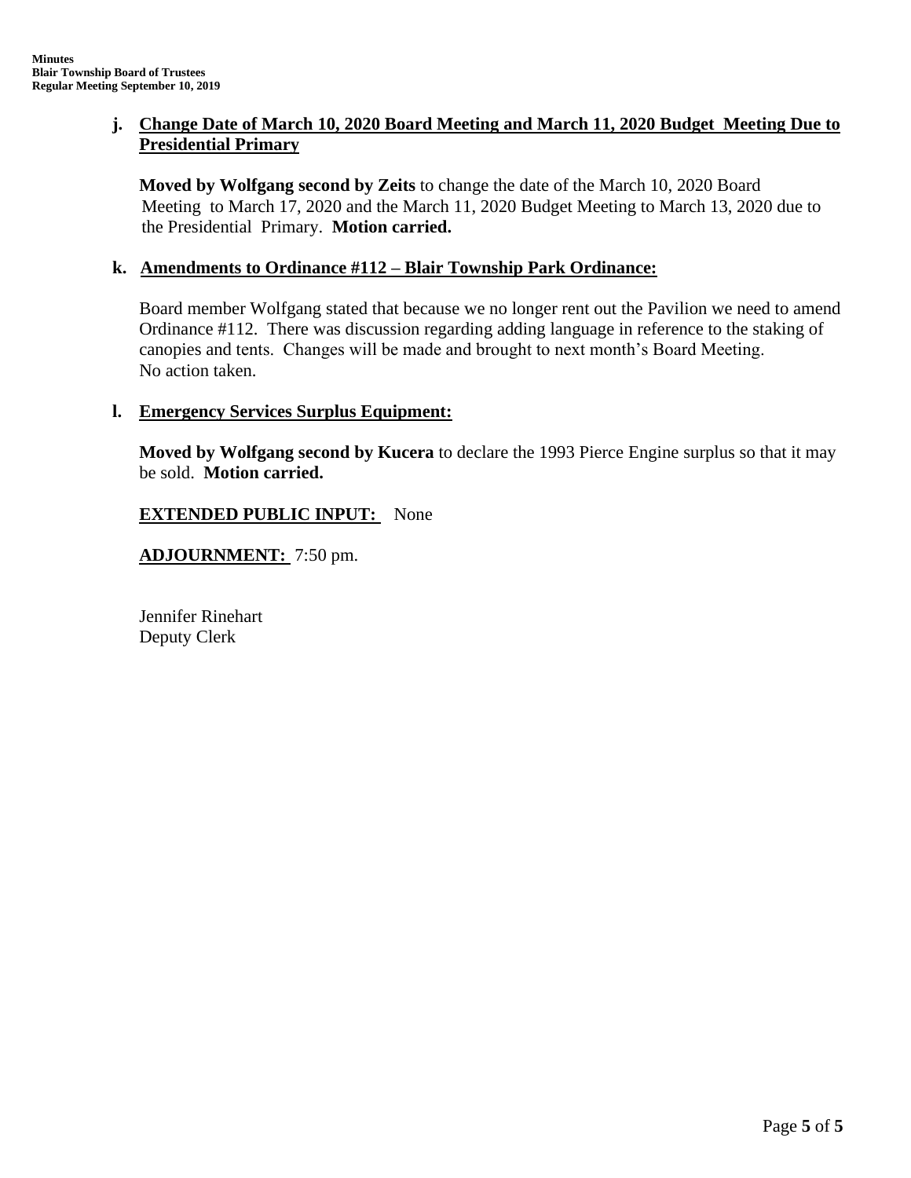**j. Change Date of March 10, 2020 Board Meeting and March 11, 2020 Budget Meeting Due to Presidential Primary**

**Moved by Wolfgang second by Zeits** to change the date of the March 10, 2020 Board Meeting to March 17, 2020 and the March 11, 2020 Budget Meeting to March 13, 2020 due to the Presidential Primary. **Motion carried.**

**k. Amendments to Ordinance #112 – Blair Township Park Ordinance:**

Board member Wolfgang stated that because we no longer rent out the Pavilion we need to amend Ordinance #112. There was discussion regarding adding language in reference to the staking of canopies and tents. Changes will be made and brought to next month's Board Meeting. No action taken.

**l. Emergency Services Surplus Equipment:**

**Moved by Wolfgang second by Kucera** to declare the 1993 Pierce Engine surplus so that it may be sold. **Motion carried.**

**EXTENDED PUBLIC INPUT:** None

**ADJOURNMENT:** 7:50 pm.

Jennifer Rinehart
Deputy Clerk